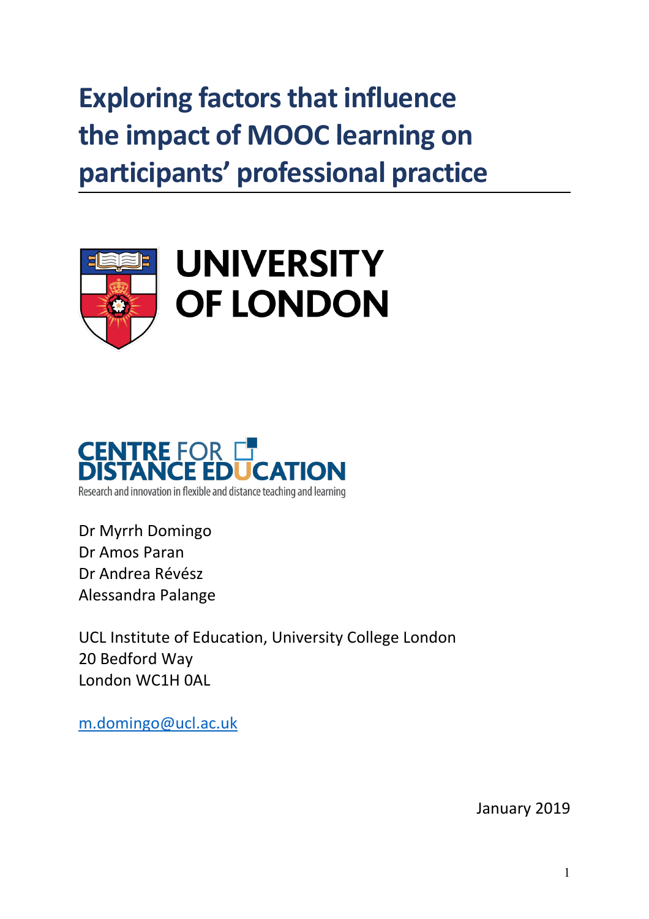# Exploring factors that influence the impact of MOOC learning on participants' professional practice

UNIVERSITY OF LONDON

CENTRE FOR DISTANCE EDUCATION

Research and innovation in flexible and distance teaching and learning

Dr Myrrh Domingo
Dr Amos Paran
Dr Andrea Révész
Alessandra Palange

UCL Institute of Education, University College London
20 Bedford Way
London WC1H 0AL

m.domingo@ucl.ac.uk

January 2019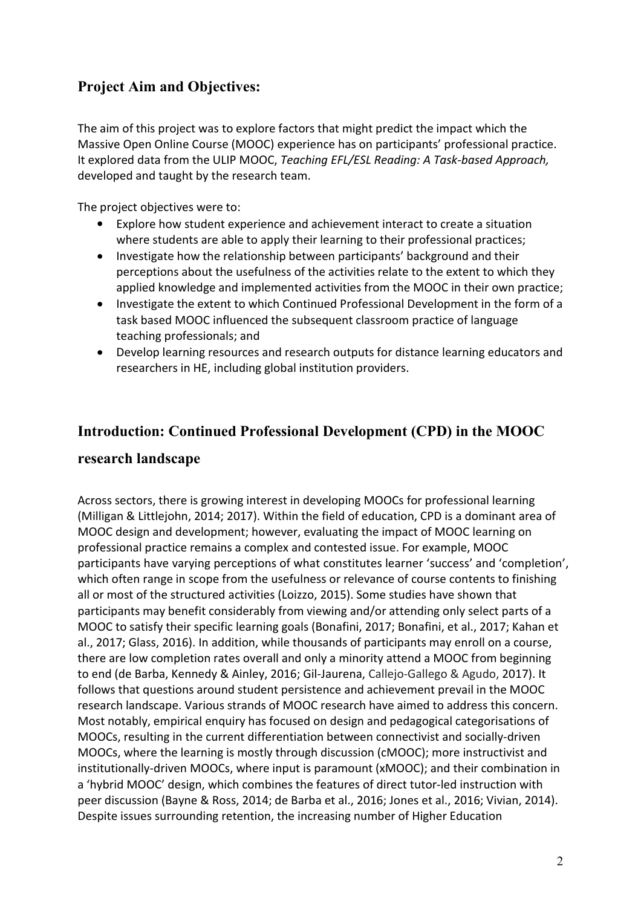## Project Aim and Objectives:

The aim of this project was to explore factors that might predict the impact which the Massive Open Online Course (MOOC) experience has on participants' professional practice. It explored data from the ULIP MOOC, *Teaching EFL/ESL Reading: A Task-based Approach,* developed and taught by the research team.

The project objectives were to:

- Explore how student experience and achievement interact to create a situation where students are able to apply their learning to their professional practices;
- Investigate how the relationship between participants' background and their perceptions about the usefulness of the activities relate to the extent to which they applied knowledge and implemented activities from the MOOC in their own practice;
- Investigate the extent to which Continued Professional Development in the form of a task based MOOC influenced the subsequent classroom practice of language teaching professionals; and
- Develop learning resources and research outputs for distance learning educators and researchers in HE, including global institution providers.

## Introduction: Continued Professional Development (CPD) in the MOOC research landscape

Across sectors, there is growing interest in developing MOOCs for professional learning (Milligan & Littlejohn, 2014; 2017). Within the field of education, CPD is a dominant area of MOOC design and development; however, evaluating the impact of MOOC learning on professional practice remains a complex and contested issue. For example, MOOC participants have varying perceptions of what constitutes learner 'success' and 'completion', which often range in scope from the usefulness or relevance of course contents to finishing all or most of the structured activities (Loizzo, 2015). Some studies have shown that participants may benefit considerably from viewing and/or attending only select parts of a MOOC to satisfy their specific learning goals (Bonafini, 2017; Bonafini, et al., 2017; Kahan et al., 2017; Glass, 2016). In addition, while thousands of participants may enroll on a course, there are low completion rates overall and only a minority attend a MOOC from beginning to end (de Barba, Kennedy & Ainley, 2016; Gil-Jaurena, Callejo-Gallego & Agudo, 2017). It follows that questions around student persistence and achievement prevail in the MOOC research landscape. Various strands of MOOC research have aimed to address this concern. Most notably, empirical enquiry has focused on design and pedagogical categorisations of MOOCs, resulting in the current differentiation between connectivist and socially-driven MOOCs, where the learning is mostly through discussion (cMOOC); more instructivist and institutionally-driven MOOCs, where input is paramount (xMOOC); and their combination in a 'hybrid MOOC' design, which combines the features of direct tutor-led instruction with peer discussion (Bayne & Ross, 2014; de Barba et al., 2016; Jones et al., 2016; Vivian, 2014). Despite issues surrounding retention, the increasing number of Higher Education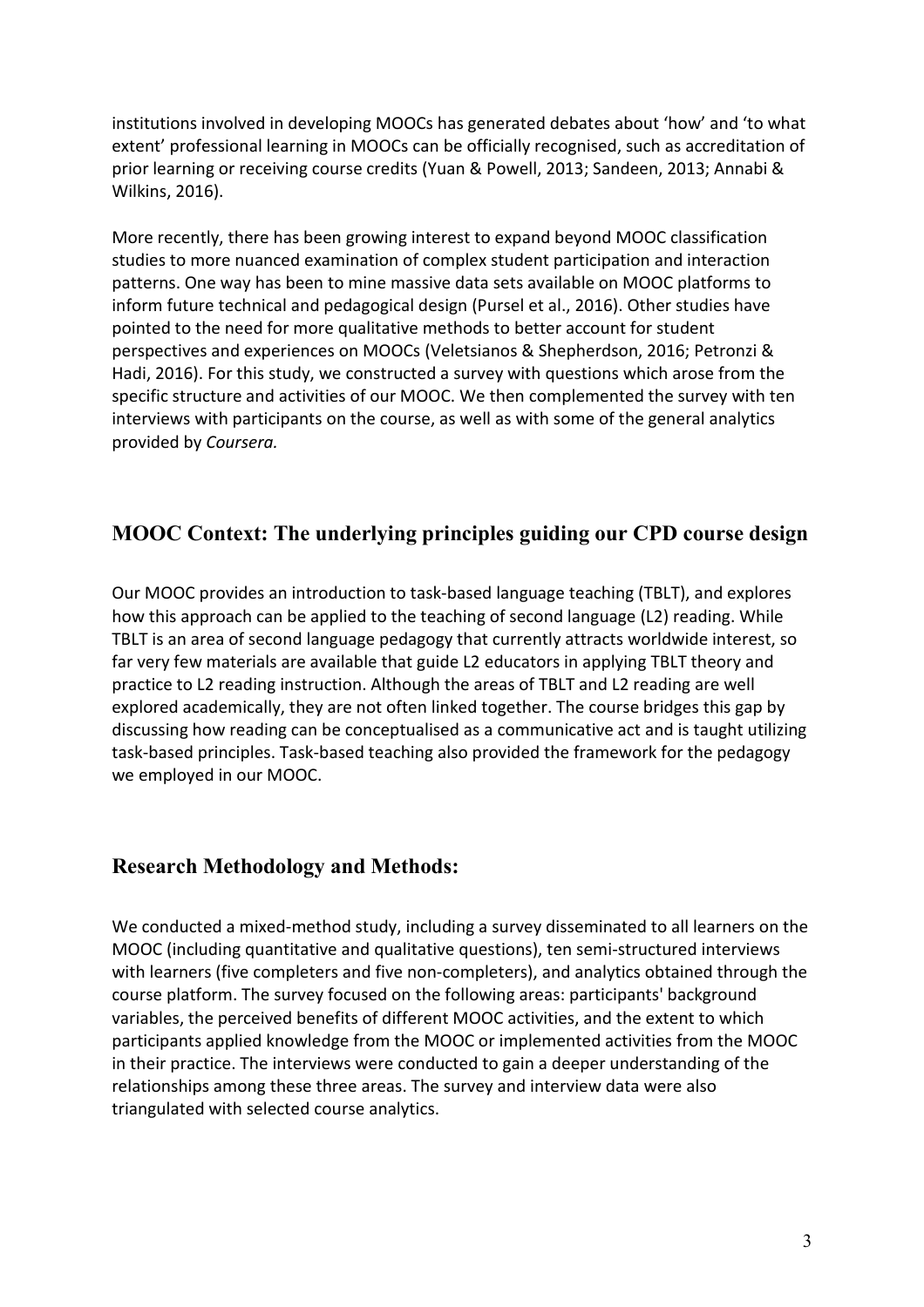institutions involved in developing MOOCs has generated debates about 'how' and 'to what extent' professional learning in MOOCs can be officially recognised, such as accreditation of prior learning or receiving course credits (Yuan & Powell, 2013; Sandeen, 2013; Annabi & Wilkins, 2016).

More recently, there has been growing interest to expand beyond MOOC classification studies to more nuanced examination of complex student participation and interaction patterns. One way has been to mine massive data sets available on MOOC platforms to inform future technical and pedagogical design (Pursel et al., 2016). Other studies have pointed to the need for more qualitative methods to better account for student perspectives and experiences on MOOCs (Veletsianos & Shepherdson, 2016; Petronzi & Hadi, 2016). For this study, we constructed a survey with questions which arose from the specific structure and activities of our MOOC. We then complemented the survey with ten interviews with participants on the course, as well as with some of the general analytics provided by *Coursera.*

## MOOC Context: The underlying principles guiding our CPD course design

Our MOOC provides an introduction to task-based language teaching (TBLT), and explores how this approach can be applied to the teaching of second language (L2) reading. While TBLT is an area of second language pedagogy that currently attracts worldwide interest, so far very few materials are available that guide L2 educators in applying TBLT theory and practice to L2 reading instruction. Although the areas of TBLT and L2 reading are well explored academically, they are not often linked together. The course bridges this gap by discussing how reading can be conceptualised as a communicative act and is taught utilizing task-based principles. Task-based teaching also provided the framework for the pedagogy we employed in our MOOC.

## Research Methodology and Methods:

We conducted a mixed-method study, including a survey disseminated to all learners on the MOOC (including quantitative and qualitative questions), ten semi-structured interviews with learners (five completers and five non-completers), and analytics obtained through the course platform. The survey focused on the following areas: participants' background variables, the perceived benefits of different MOOC activities, and the extent to which participants applied knowledge from the MOOC or implemented activities from the MOOC in their practice. The interviews were conducted to gain a deeper understanding of the relationships among these three areas. The survey and interview data were also triangulated with selected course analytics.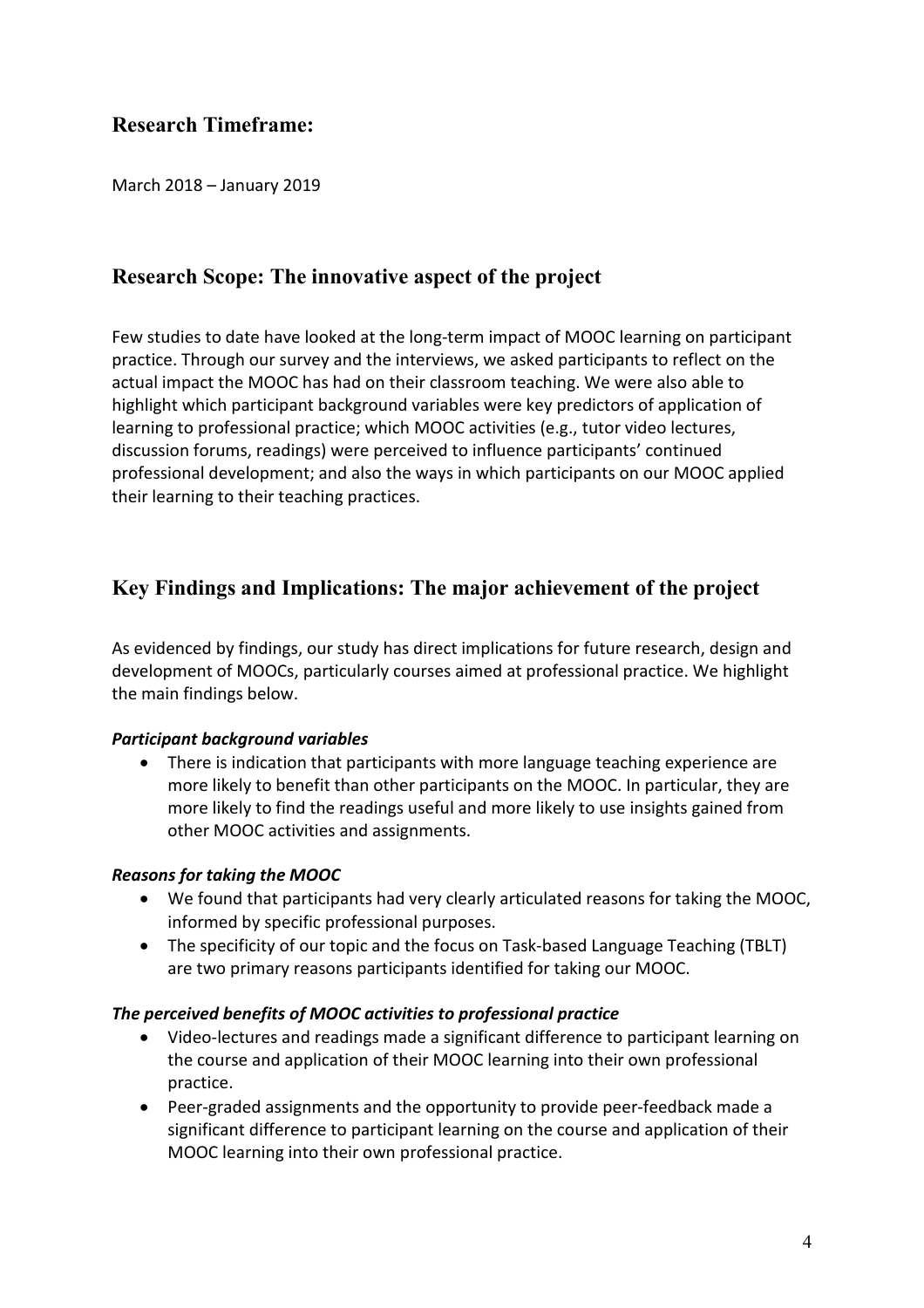## Research Timeframe:

March 2018 – January 2019

## Research Scope: The innovative aspect of the project

Few studies to date have looked at the long-term impact of MOOC learning on participant practice. Through our survey and the interviews, we asked participants to reflect on the actual impact the MOOC has had on their classroom teaching. We were also able to highlight which participant background variables were key predictors of application of learning to professional practice; which MOOC activities (e.g., tutor video lectures, discussion forums, readings) were perceived to influence participants' continued professional development; and also the ways in which participants on our MOOC applied their learning to their teaching practices.

## Key Findings and Implications: The major achievement of the project

As evidenced by findings, our study has direct implications for future research, design and development of MOOCs, particularly courses aimed at professional practice. We highlight the main findings below.

***Participant background variables***

- There is indication that participants with more language teaching experience are more likely to benefit than other participants on the MOOC. In particular, they are more likely to find the readings useful and more likely to use insights gained from other MOOC activities and assignments.

***Reasons for taking the MOOC***

- We found that participants had very clearly articulated reasons for taking the MOOC, informed by specific professional purposes.
- The specificity of our topic and the focus on Task-based Language Teaching (TBLT) are two primary reasons participants identified for taking our MOOC.

***The perceived benefits of MOOC activities to professional practice***

- Video-lectures and readings made a significant difference to participant learning on the course and application of their MOOC learning into their own professional practice.
- Peer-graded assignments and the opportunity to provide peer-feedback made a significant difference to participant learning on the course and application of their MOOC learning into their own professional practice.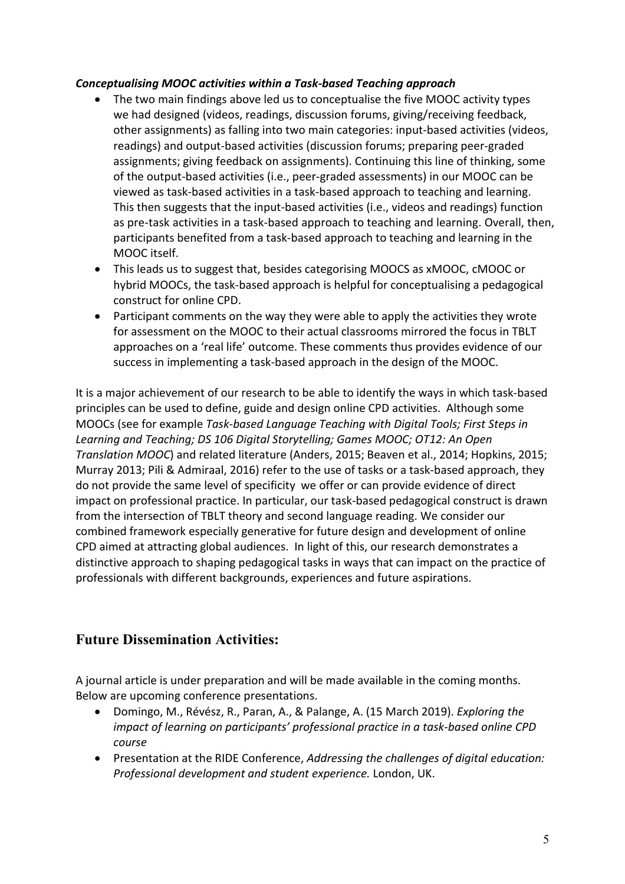***Conceptualising MOOC activities within a Task-based Teaching approach***

- The two main findings above led us to conceptualise the five MOOC activity types we had designed (videos, readings, discussion forums, giving/receiving feedback, other assignments) as falling into two main categories: input-based activities (videos, readings) and output-based activities (discussion forums; preparing peer-graded assignments; giving feedback on assignments). Continuing this line of thinking, some of the output-based activities (i.e., peer-graded assessments) in our MOOC can be viewed as task-based activities in a task-based approach to teaching and learning. This then suggests that the input-based activities (i.e., videos and readings) function as pre-task activities in a task-based approach to teaching and learning. Overall, then, participants benefited from a task-based approach to teaching and learning in the MOOC itself.
- This leads us to suggest that, besides categorising MOOCS as xMOOC, cMOOC or hybrid MOOCs, the task-based approach is helpful for conceptualising a pedagogical construct for online CPD.
- Participant comments on the way they were able to apply the activities they wrote for assessment on the MOOC to their actual classrooms mirrored the focus in TBLT approaches on a 'real life' outcome. These comments thus provides evidence of our success in implementing a task-based approach in the design of the MOOC.

It is a major achievement of our research to be able to identify the ways in which task-based principles can be used to define, guide and design online CPD activities. Although some MOOCs (see for example *Task-based Language Teaching with Digital Tools; First Steps in Learning and Teaching; DS 106 Digital Storytelling; Games MOOC; OT12: An Open Translation MOOC*) and related literature (Anders, 2015; Beaven et al., 2014; Hopkins, 2015; Murray 2013; Pili & Admiraal, 2016) refer to the use of tasks or a task-based approach, they do not provide the same level of specificity we offer or can provide evidence of direct impact on professional practice. In particular, our task-based pedagogical construct is drawn from the intersection of TBLT theory and second language reading. We consider our combined framework especially generative for future design and development of online CPD aimed at attracting global audiences. In light of this, our research demonstrates a distinctive approach to shaping pedagogical tasks in ways that can impact on the practice of professionals with different backgrounds, experiences and future aspirations.

## Future Dissemination Activities:

A journal article is under preparation and will be made available in the coming months. Below are upcoming conference presentations.

- Domingo, M., Révész, R., Paran, A., & Palange, A. (15 March 2019). *Exploring the impact of learning on participants' professional practice in a task-based online CPD course*
- Presentation at the RIDE Conference, *Addressing the challenges of digital education: Professional development and student experience.* London, UK.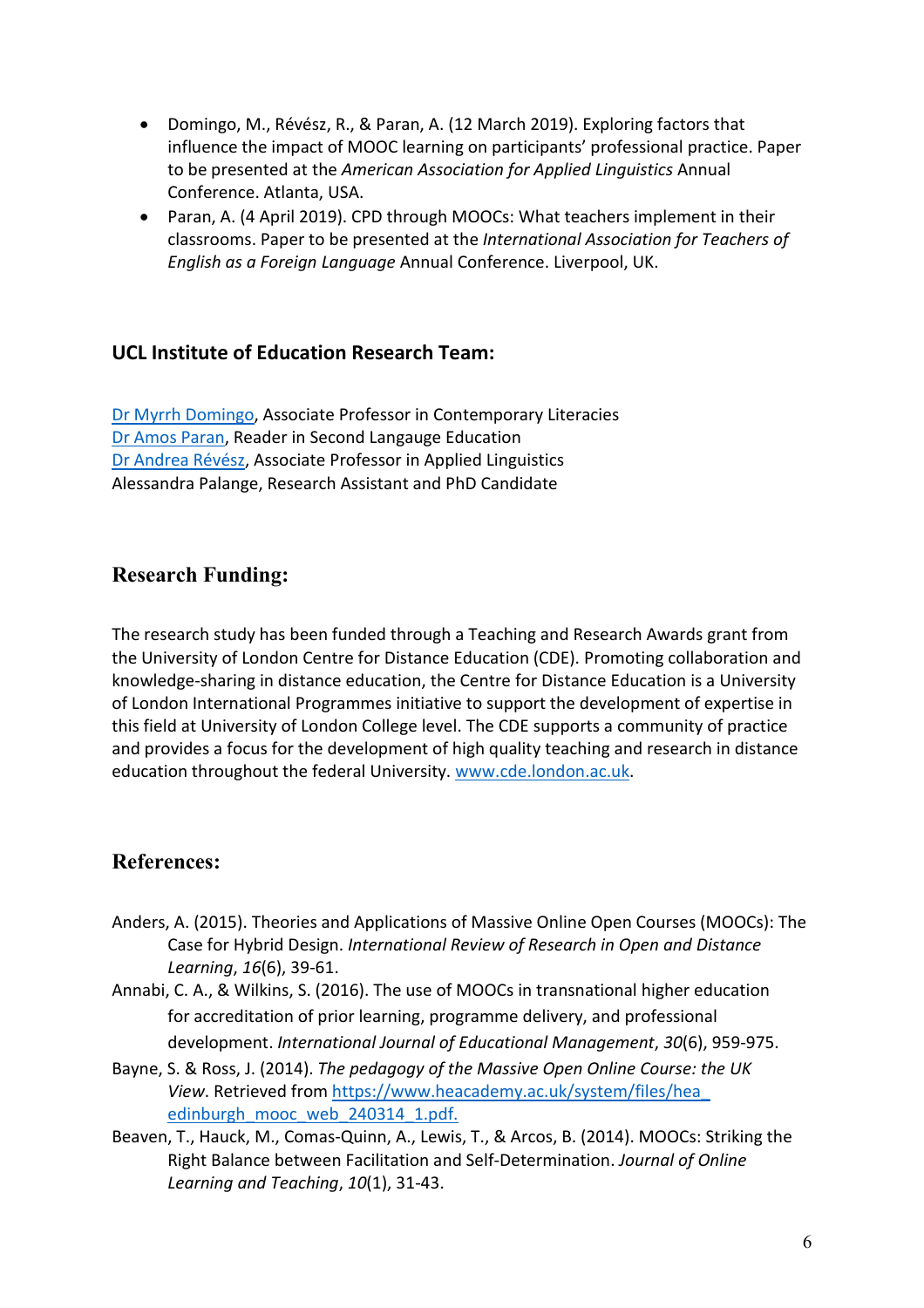- Domingo, M., Révész, R., & Paran, A. (12 March 2019). Exploring factors that influence the impact of MOOC learning on participants' professional practice. Paper to be presented at the *American Association for Applied Linguistics* Annual Conference. Atlanta, USA.
- Paran, A. (4 April 2019). CPD through MOOCs: What teachers implement in their classrooms. Paper to be presented at the *International Association for Teachers of English as a Foreign Language* Annual Conference. Liverpool, UK.

## UCL Institute of Education Research Team:

Dr Myrrh Domingo, Associate Professor in Contemporary Literacies
Dr Amos Paran, Reader in Second Langauge Education
Dr Andrea Révész, Associate Professor in Applied Linguistics
Alessandra Palange, Research Assistant and PhD Candidate

## Research Funding:

The research study has been funded through a Teaching and Research Awards grant from the University of London Centre for Distance Education (CDE). Promoting collaboration and knowledge-sharing in distance education, the Centre for Distance Education is a University of London International Programmes initiative to support the development of expertise in this field at University of London College level. The CDE supports a community of practice and provides a focus for the development of high quality teaching and research in distance education throughout the federal University. www.cde.london.ac.uk.

## References:

Anders, A. (2015). Theories and Applications of Massive Online Open Courses (MOOCs): The Case for Hybrid Design. *International Review of Research in Open and Distance Learning*, *16*(6), 39-61.

Annabi, C. A., & Wilkins, S. (2016). The use of MOOCs in transnational higher education for accreditation of prior learning, programme delivery, and professional development. *International Journal of Educational Management*, *30*(6), 959-975.

Bayne, S. & Ross, J. (2014). *The pedagogy of the Massive Open Online Course: the UK View*. Retrieved from https://www.heacademy.ac.uk/system/files/hea_edinburgh_mooc_web_240314_1.pdf.

Beaven, T., Hauck, M., Comas-Quinn, A., Lewis, T., & Arcos, B. (2014). MOOCs: Striking the Right Balance between Facilitation and Self-Determination. *Journal of Online Learning and Teaching*, *10*(1), 31-43.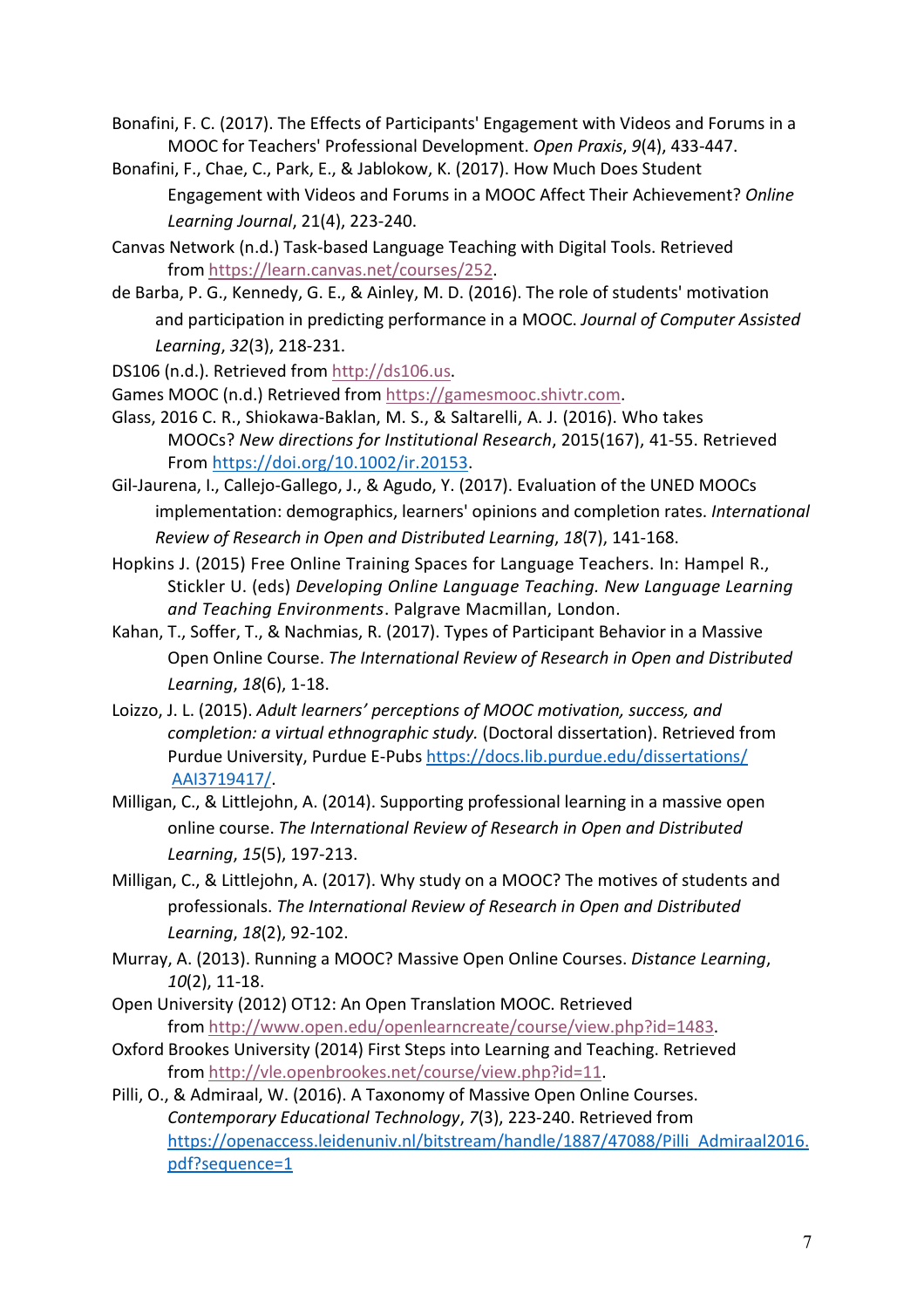Bonafini, F. C. (2017). The Effects of Participants' Engagement with Videos and Forums in a MOOC for Teachers' Professional Development. *Open Praxis*, *9*(4), 433-447.

Bonafini, F., Chae, C., Park, E., & Jablokow, K. (2017). How Much Does Student Engagement with Videos and Forums in a MOOC Affect Their Achievement? *Online Learning Journal*, 21(4), 223-240.

Canvas Network (n.d.) Task-based Language Teaching with Digital Tools. Retrieved from https://learn.canvas.net/courses/252.

de Barba, P. G., Kennedy, G. E., & Ainley, M. D. (2016). The role of students' motivation and participation in predicting performance in a MOOC. *Journal of Computer Assisted Learning*, *32*(3), 218-231.

DS106 (n.d.). Retrieved from http://ds106.us.

Games MOOC (n.d.) Retrieved from https://gamesmooc.shivtr.com.

Glass, 2016 C. R., Shiokawa-Baklan, M. S., & Saltarelli, A. J. (2016). Who takes MOOCs? *New directions for Institutional Research*, 2015(167), 41-55. Retrieved From https://doi.org/10.1002/ir.20153.

Gil-Jaurena, I., Callejo-Gallego, J., & Agudo, Y. (2017). Evaluation of the UNED MOOCs implementation: demographics, learners' opinions and completion rates. *International Review of Research in Open and Distributed Learning*, *18*(7), 141-168.

Hopkins J. (2015) Free Online Training Spaces for Language Teachers. In: Hampel R., Stickler U. (eds) *Developing Online Language Teaching. New Language Learning and Teaching Environments*. Palgrave Macmillan, London.

Kahan, T., Soffer, T., & Nachmias, R. (2017). Types of Participant Behavior in a Massive Open Online Course. *The International Review of Research in Open and Distributed Learning*, *18*(6), 1-18.

Loizzo, J. L. (2015). *Adult learners' perceptions of MOOC motivation, success, and completion: a virtual ethnographic study.* (Doctoral dissertation). Retrieved from Purdue University, Purdue E-Pubs https://docs.lib.purdue.edu/dissertations/AAI3719417/.

Milligan, C., & Littlejohn, A. (2014). Supporting professional learning in a massive open online course. *The International Review of Research in Open and Distributed Learning*, *15*(5), 197-213.

Milligan, C., & Littlejohn, A. (2017). Why study on a MOOC? The motives of students and professionals. *The International Review of Research in Open and Distributed Learning*, *18*(2), 92-102.

Murray, A. (2013). Running a MOOC? Massive Open Online Courses. *Distance Learning*, *10*(2), 11-18.

Open University (2012) OT12: An Open Translation MOOC. Retrieved from http://www.open.edu/openlearncreate/course/view.php?id=1483.

Oxford Brookes University (2014) First Steps into Learning and Teaching. Retrieved from http://vle.openbrookes.net/course/view.php?id=11.

Pilli, O., & Admiraal, W. (2016). A Taxonomy of Massive Open Online Courses. *Contemporary Educational Technology*, *7*(3), 223-240. Retrieved from https://openaccess.leidenuniv.nl/bitstream/handle/1887/47088/Pilli_Admiraal2016.pdf?sequence=1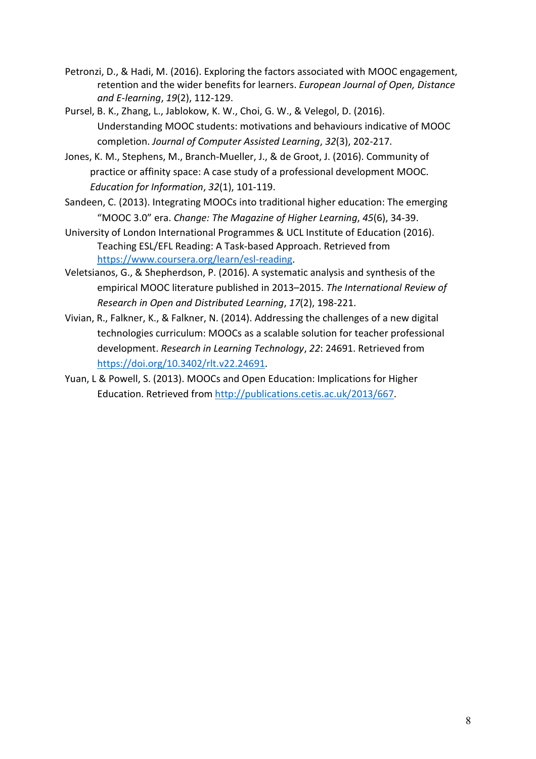Petronzi, D., & Hadi, M. (2016). Exploring the factors associated with MOOC engagement, retention and the wider benefits for learners. *European Journal of Open, Distance and E-learning*, *19*(2), 112-129.

Pursel, B. K., Zhang, L., Jablokow, K. W., Choi, G. W., & Velegol, D. (2016). Understanding MOOC students: motivations and behaviours indicative of MOOC completion. *Journal of Computer Assisted Learning*, *32*(3), 202-217.

Jones, K. M., Stephens, M., Branch-Mueller, J., & de Groot, J. (2016). Community of practice or affinity space: A case study of a professional development MOOC. *Education for Information*, *32*(1), 101-119.

Sandeen, C. (2013). Integrating MOOCs into traditional higher education: The emerging "MOOC 3.0" era. *Change: The Magazine of Higher Learning*, *45*(6), 34-39.

University of London International Programmes & UCL Institute of Education (2016). Teaching ESL/EFL Reading: A Task-based Approach. Retrieved from https://www.coursera.org/learn/esl-reading.

Veletsianos, G., & Shepherdson, P. (2016). A systematic analysis and synthesis of the empirical MOOC literature published in 2013–2015. *The International Review of Research in Open and Distributed Learning*, *17*(2), 198-221.

Vivian, R., Falkner, K., & Falkner, N. (2014). Addressing the challenges of a new digital technologies curriculum: MOOCs as a scalable solution for teacher professional development. *Research in Learning Technology*, *22*: 24691. Retrieved from https://doi.org/10.3402/rlt.v22.24691.

Yuan, L & Powell, S. (2013). MOOCs and Open Education: Implications for Higher Education. Retrieved from http://publications.cetis.ac.uk/2013/667.